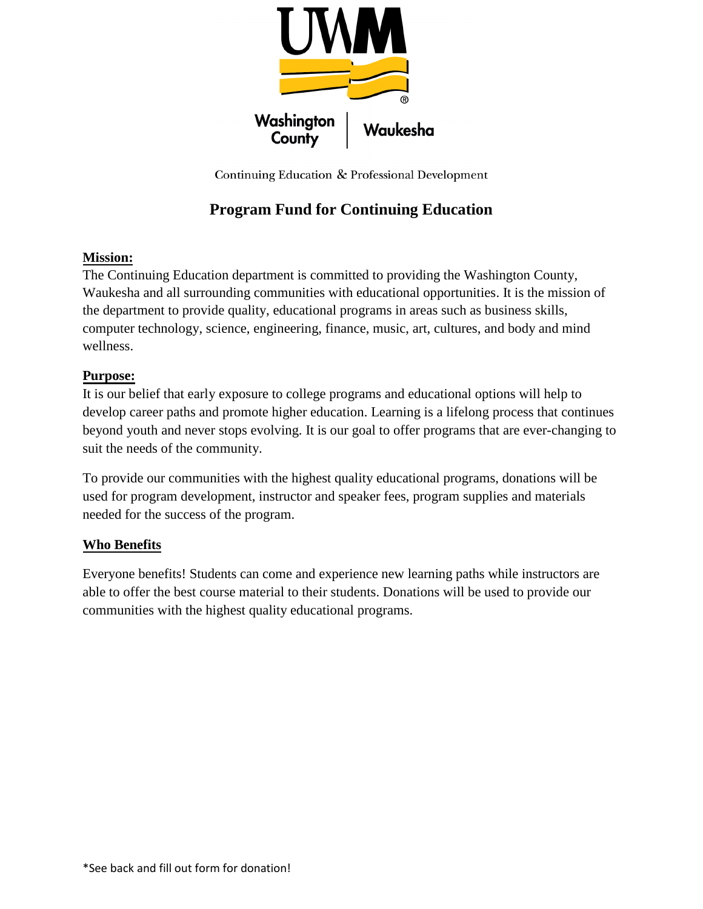UWM

Washington County | Waukesha

Continuing Education & Professional Development

# Program Fund for Continuing Education

**Mission:**

The Continuing Education department is committed to providing the Washington County, Waukesha and all surrounding communities with educational opportunities. It is the mission of the department to provide quality, educational programs in areas such as business skills, computer technology, science, engineering, finance, music, art, cultures, and body and mind wellness.

**Purpose:**

It is our belief that early exposure to college programs and educational options will help to develop career paths and promote higher education. Learning is a lifelong process that continues beyond youth and never stops evolving. It is our goal to offer programs that are ever-changing to suit the needs of the community.

To provide our communities with the highest quality educational programs, donations will be used for program development, instructor and speaker fees, program supplies and materials needed for the success of the program.

**Who Benefits**

Everyone benefits! Students can come and experience new learning paths while instructors are able to offer the best course material to their students. Donations will be used to provide our communities with the highest quality educational programs.

*See back and fill out form for donation!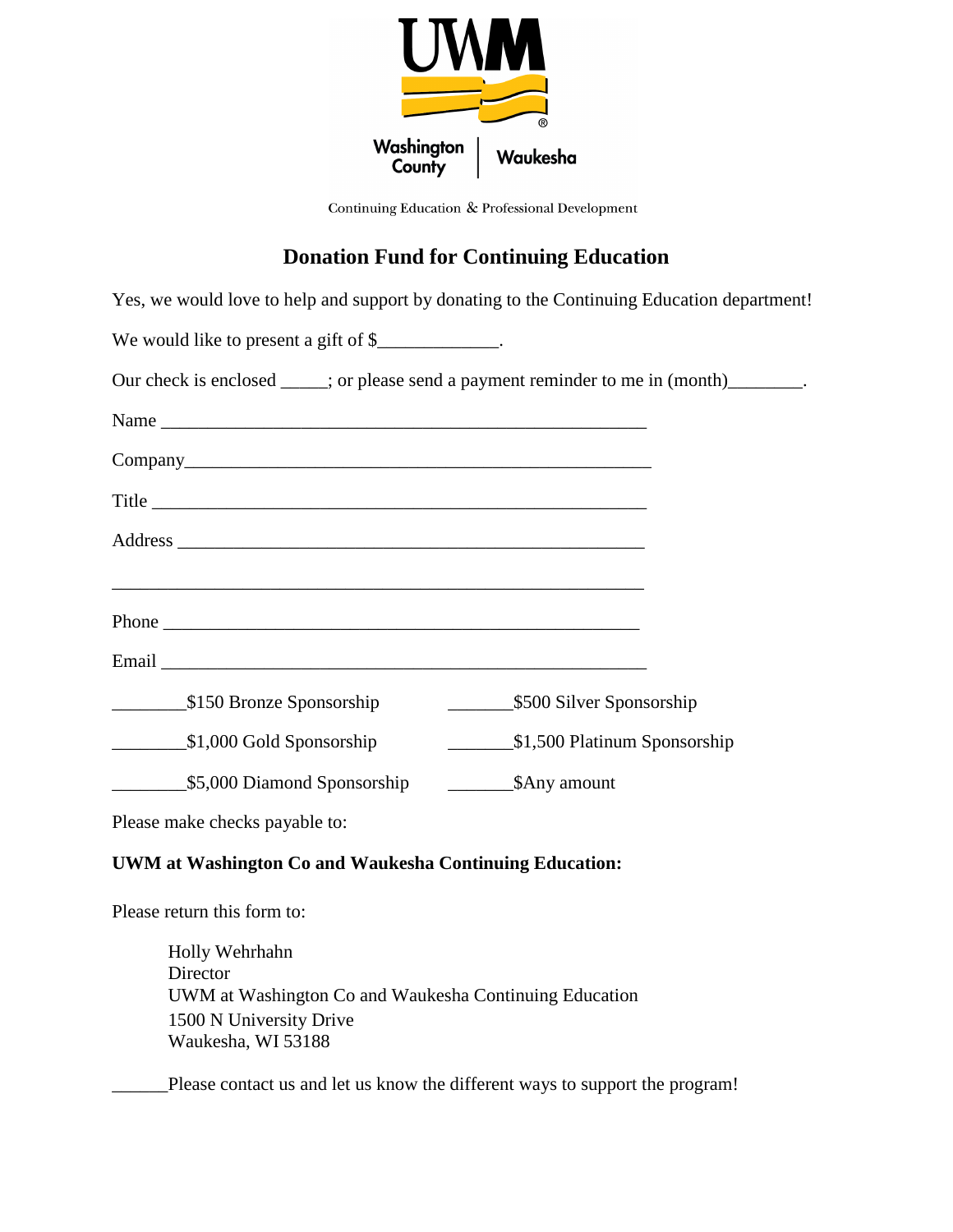UWM

Washington County | Waukesha

Continuing Education & Professional Development

# Donation Fund for Continuing Education

Yes, we would love to help and support by donating to the Continuing Education department!

We would like to present a gift of $_____________.

Our check is enclosed _____; or please send a payment reminder to me in (month)________.

Name ______________________________________________________

Company___________________________________________________

Title _______________________________________________________

Address ____________________________________________________

____________________________________________________________

Phone _____________________________________________________

Email ______________________________________________________

________$150 Bronze Sponsorship        _______$500 Silver Sponsorship

________$1,000 Gold Sponsorship        _______$1,500 Platinum Sponsorship

________$5,000 Diamond Sponsorship        _______$Any amount

Please make checks payable to:

**UWM at Washington Co and Waukesha Continuing Education:**

Please return this form to:

Holly Wehrhahn
Director
UWM at Washington Co and Waukesha Continuing Education
1500 N University Drive
Waukesha, WI 53188

______Please contact us and let us know the different ways to support the program!